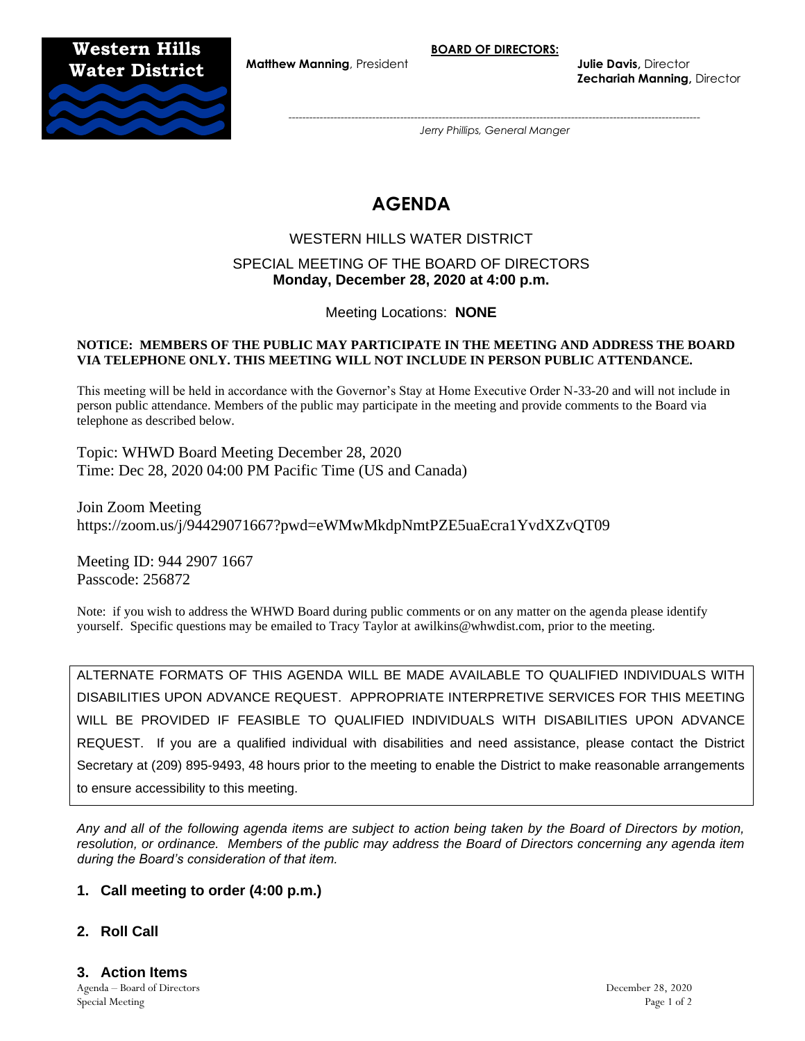**Western Hills Water District**

**BOARD OF DIRECTORS:**

**Matthew Manning**, President

**Julie Davis**, Director
**Zechariah Manning**, Director

*Jerry Phillips, General Manger*

# AGENDA

WESTERN HILLS WATER DISTRICT

SPECIAL MEETING OF THE BOARD OF DIRECTORS
**Monday, December 28, 2020 at 4:00 p.m.**

Meeting Locations: **NONE**

**NOTICE: MEMBERS OF THE PUBLIC MAY PARTICIPATE IN THE MEETING AND ADDRESS THE BOARD VIA TELEPHONE ONLY. THIS MEETING WILL NOT INCLUDE IN PERSON PUBLIC ATTENDANCE.**

This meeting will be held in accordance with the Governor's Stay at Home Executive Order N-33-20 and will not include in person public attendance. Members of the public may participate in the meeting and provide comments to the Board via telephone as described below.

Topic: WHWD Board Meeting December 28, 2020
Time: Dec 28, 2020 04:00 PM Pacific Time (US and Canada)

Join Zoom Meeting
https://zoom.us/j/94429071667?pwd=eWMwMkdpNmtPZE5uaEcra1YvdXZvQT09

Meeting ID: 944 2907 1667
Passcode: 256872

Note: if you wish to address the WHWD Board during public comments or on any matter on the agenda please identify yourself. Specific questions may be emailed to Tracy Taylor at awilkins@whwdist.com, prior to the meeting.

ALTERNATE FORMATS OF THIS AGENDA WILL BE MADE AVAILABLE TO QUALIFIED INDIVIDUALS WITH DISABILITIES UPON ADVANCE REQUEST. APPROPRIATE INTERPRETIVE SERVICES FOR THIS MEETING WILL BE PROVIDED IF FEASIBLE TO QUALIFIED INDIVIDUALS WITH DISABILITIES UPON ADVANCE REQUEST. If you are a qualified individual with disabilities and need assistance, please contact the District Secretary at (209) 895-9493, 48 hours prior to the meeting to enable the District to make reasonable arrangements to ensure accessibility to this meeting.

*Any and all of the following agenda items are subject to action being taken by the Board of Directors by motion, resolution, or ordinance. Members of the public may address the Board of Directors concerning any agenda item during the Board's consideration of that item.*

**1. Call meeting to order (4:00 p.m.)**

**2. Roll Call**

**3. Action Items**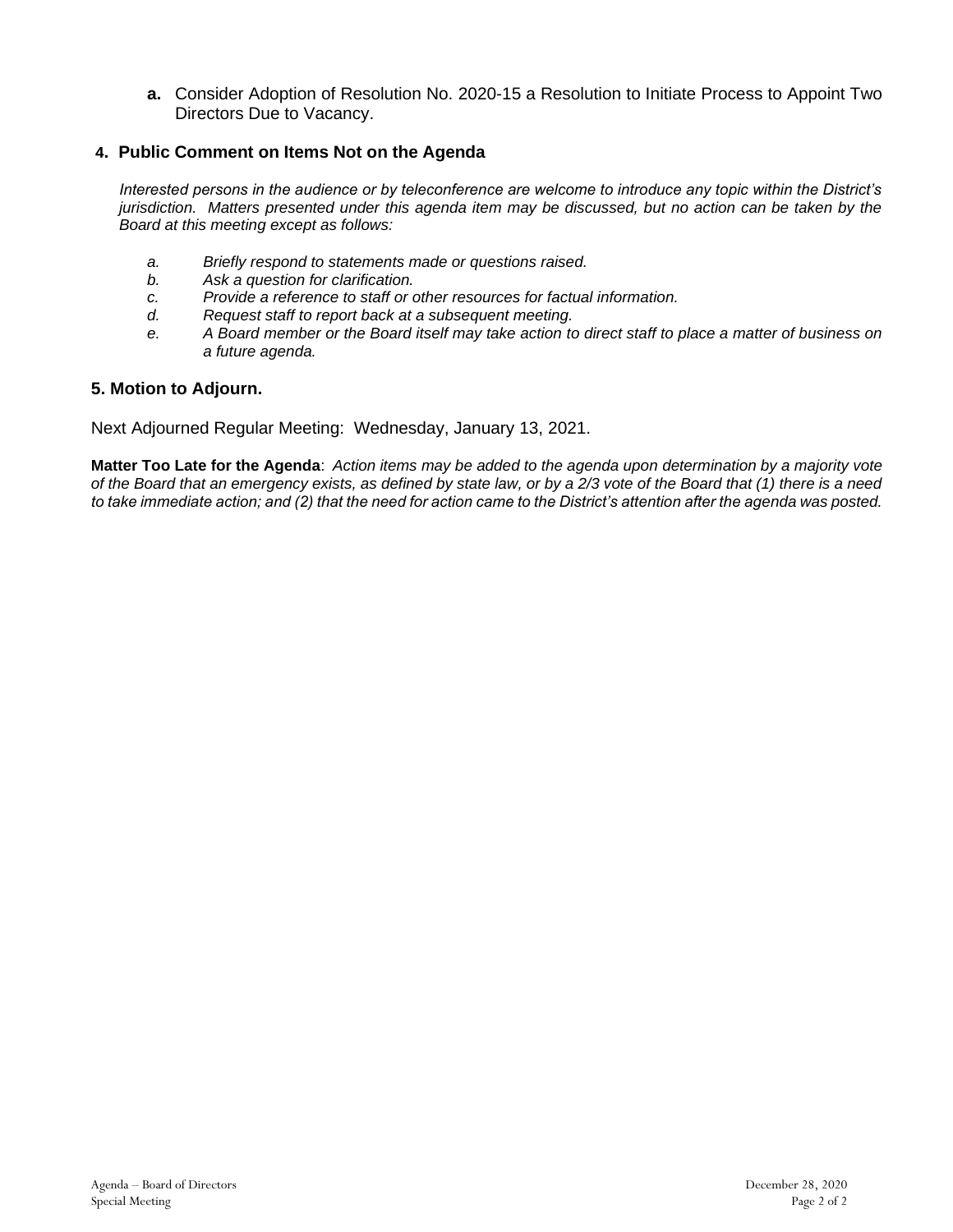**a.** Consider Adoption of Resolution No. 2020-15 a Resolution to Initiate Process to Appoint Two Directors Due to Vacancy.

### 4. Public Comment on Items Not on the Agenda

*Interested persons in the audience or by teleconference are welcome to introduce any topic within the District's jurisdiction. Matters presented under this agenda item may be discussed, but no action can be taken by the Board at this meeting except as follows:*

*a. Briefly respond to statements made or questions raised.*
*b. Ask a question for clarification.*
*c. Provide a reference to staff or other resources for factual information.*
*d. Request staff to report back at a subsequent meeting.*
*e. A Board member or the Board itself may take action to direct staff to place a matter of business on a future agenda.*

### 5. Motion to Adjourn.

Next Adjourned Regular Meeting: Wednesday, January 13, 2021.

**Matter Too Late for the Agenda**: *Action items may be added to the agenda upon determination by a majority vote of the Board that an emergency exists, as defined by state law, or by a 2/3 vote of the Board that (1) there is a need to take immediate action; and (2) that the need for action came to the District's attention after the agenda was posted.*